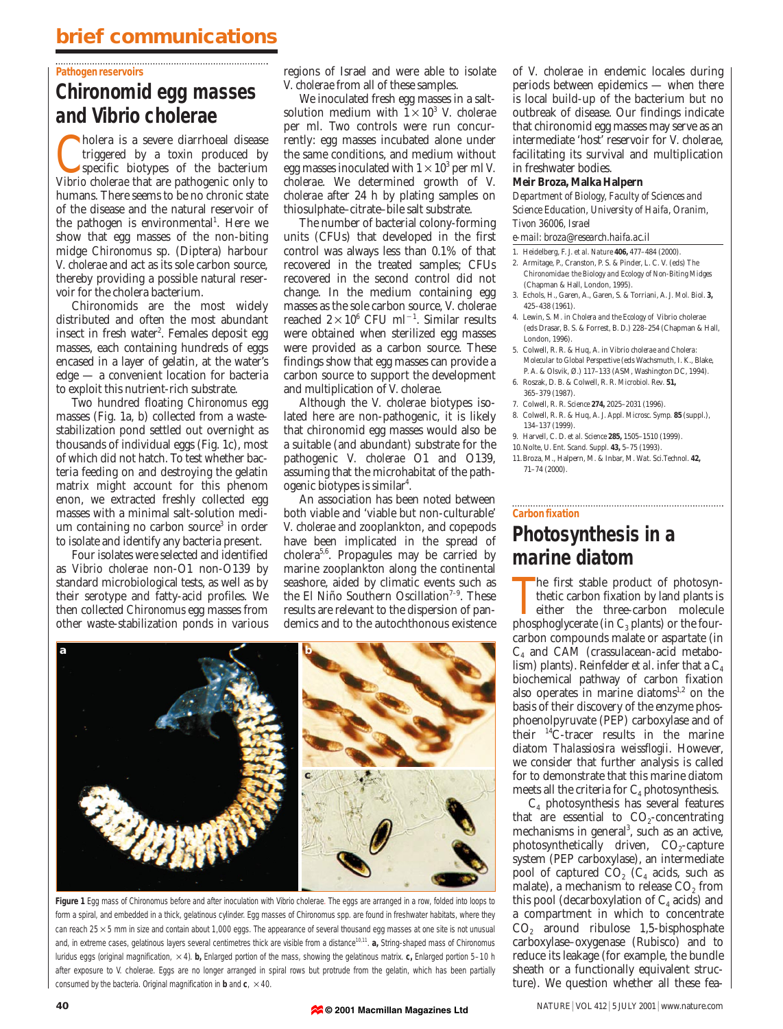## Pathogen reservoirs

# Chironomid egg masses and *Vibrio cholerae*

Cholera is a severe diarrhoeal disease triggered by a toxin produced by specific biotypes of the bacterium *Vibrio cholerae* that are pathogenic only to humans. There seems to be no chronic state of the disease and the natural reservoir of the pathogen is environmental[1]. Here we show that egg masses of the non-biting midge *Chironomus* sp. (Diptera) harbour *V. cholerae* and act as its sole carbon source, thereby providing a possible natural reservoir for the cholera bacterium.

Chironomids are the most widely distributed and often the most abundant insect in fresh water[2]. Females deposit egg masses, each containing hundreds of eggs encased in a layer of gelatin, at the water's edge — a convenient location for bacteria to exploit this nutrient-rich substrate.

Two hundred floating *Chironomus* egg masses (Fig. 1a, b) collected from a waste-stabilization pond settled out overnight as thousands of individual eggs (Fig. 1c), most of which did not hatch. To test whether bacteria feeding on and destroying the gelatin matrix might account for this phenomenon, we extracted freshly collected egg masses with a minimal salt-solution medium containing no carbon source[3] in order to isolate and identify any bacteria present.

Four isolates were selected and identified as *Vibrio cholerae* non-O1 non-O139 by standard microbiological tests, as well as by their serotype and fatty-acid profiles. We then collected *Chironomus* egg masses from other waste-stabilization ponds in various regions of Israel and were able to isolate *V. cholerae* from all of these samples.

We inoculated fresh egg masses in a salt-solution medium with $1\times10^3$ *V. cholerae* per ml. Two controls were run concurrently: egg masses incubated alone under the same conditions, and medium without egg masses inoculated with $1\times10^3$ per ml *V. cholerae*. We determined growth of *V. cholerae* after 24 h by plating samples on thiosulphate–citrate–bile salt substrate.

The number of bacterial colony-forming units (CFUs) that developed in the first control was always less than 0.1% of that recovered in the treated samples; CFUs recovered in the second control did not change. In the medium containing egg masses as the sole carbon source, *V. cholerae* reached $2\times10^6$ CFU ml$^{-1}$. Similar results were obtained when sterilized egg masses were provided as a carbon source. These findings show that egg masses can provide a carbon source to support the development and multiplication of *V. cholerae*.

Although the *V. cholerae* biotypes isolated here are non-pathogenic, it is likely that chironomid egg masses would also be a suitable (and abundant) substrate for the pathogenic *V. cholerae* O1 and O139, assuming that the microhabitat of the pathogenic biotypes is similar[4].

An association has been noted between both viable and 'viable but non-culturable' *V. cholerae* and zooplankton, and copepods have been implicated in the spread of cholera[5,6]. Propagules may be carried by marine zooplankton along the continental seashore, aided by climatic events such as the El Niño Southern Oscillation[7–9]. These results are relevant to the dispersion of pandemics and to the autochthonous existence of *V. cholerae* in endemic locales during periods between epidemics — when there is local build-up of the bacterium but no outbreak of disease. Our findings indicate that chironomid egg masses may serve as an intermediate 'host' reservoir for *V. cholerae*, facilitating its survival and multiplication in freshwater bodies.

**Meir Broza, Malka Halpern**

*Department of Biology, Faculty of Sciences and Science Education, University of Haifa, Oranim, Tivon 36006, Israel*

*e-mail: broza@research.haifa.ac.il*

1. Heidelberg, F. J. *et al. Nature* **406,** 477–484 (2000).
2. Armitage, P., Cranston, P. S. & Pinder, L. C. V. (eds) *The Chironomidae: the Biology and Ecology of Non-Biting Midges* (Chapman & Hall, London, 1995).
3. Echols, H., Garen, A., Garen, S. & Torriani, A. *J. Mol. Biol.* **3,** 425–438 (1961).
4. Lewin, S. M. in *Cholera and the Ecology of Vibrio cholerae* (eds Drasar, B. S. & Forrest, B. D.) 228–254 (Chapman & Hall, London, 1996).
5. Colwell, R. R. & Huq, A. in *Vibrio cholerae and Cholera: Molecular to Global Perspective* (eds Wachsmuth, I. K., Blake, P. A. & Olsvik, Ø.) 117–133 (ASM, Washington DC, 1994).
6. Roszak, D. B. & Colwell, R. R. *Microbiol. Rev.* **51,** 365–379 (1987).
7. Colwell, R. R. *Science* **274,** 2025–2031 (1996).
8. Colwell, R. R. & Huq, A. *J. Appl. Microsc. Symp.* **85** (suppl.), 134–137 (1999).
9. Harvell, C. D. *et al. Science* **285,** 1505–1510 (1999).
10. Nolte, U. *Ent. Scand. Suppl.* **43,** 5–75 (1993).
11. Broza, M., Halpern, M. & Inbar, M. *Wat. Sci.Technol.* **42,** 71–74 (2000).

**Figure 1** Egg mass of Chironomus before and after inoculation with Vibrio cholerae. The eggs are arranged in a row, folded into loops to form a spiral, and embedded in a thick, gelatinous cylinder. Egg masses of Chironomus spp. are found in freshwater habitats, where they can reach 25 × 5 mm in size and contain about 1,000 eggs. The appearance of several thousand egg masses at one site is not unusual and, in extreme cases, gelatinous layers several centimetres thick are visible from a distance[10,11]. **a,** String-shaped mass of Chironomus luridus eggs (original magnification, ×4). **b,** Enlarged portion of the mass, showing the gelatinous matrix. **c,** Enlarged portion 5–10 h after exposure to V. cholerae. Eggs are no longer arranged in spiral rows but protrude from the gelatin, which has been partially consumed by the bacteria. Original magnification in **b** and **c**, ×40.

## Carbon fixation

# Photosynthesis in a marine diatom

The first stable product of photosynthetic carbon fixation by land plants is either the three-carbon molecule phosphoglycerate (in $C_3$ plants) or the four-carbon compounds malate or aspartate (in $C_4$ and CAM (crassulacean-acid metabolism) plants). Reinfelder *et al.* infer that a $C_4$ biochemical pathway of carbon fixation also operates in marine diatoms[1,2] on the basis of their discovery of the enzyme phosphoenolpyruvate (PEP) carboxylase and of their $^{14}$C-tracer results in the marine diatom *Thalassiosira weissflogii*. However, we consider that further analysis is called for to demonstrate that this marine diatom meets all the criteria for $C_4$ photosynthesis.

$C_4$ photosynthesis has several features that are essential to $CO_2$-concentrating mechanisms in general[3], such as an active, photosynthetically driven, $CO_2$-capture system (PEP carboxylase), an intermediate pool of captured $CO_2$ ($C_4$ acids, such as malate), a mechanism to release $CO_2$ from this pool (decarboxylation of $C_4$ acids) and a compartment in which to concentrate $CO_2$ around ribulose 1,5-bisphosphate carboxylase–oxygenase (Rubisco) and to reduce its leakage (for example, the bundle sheath or a functionally equivalent structure). We question whether all these fea-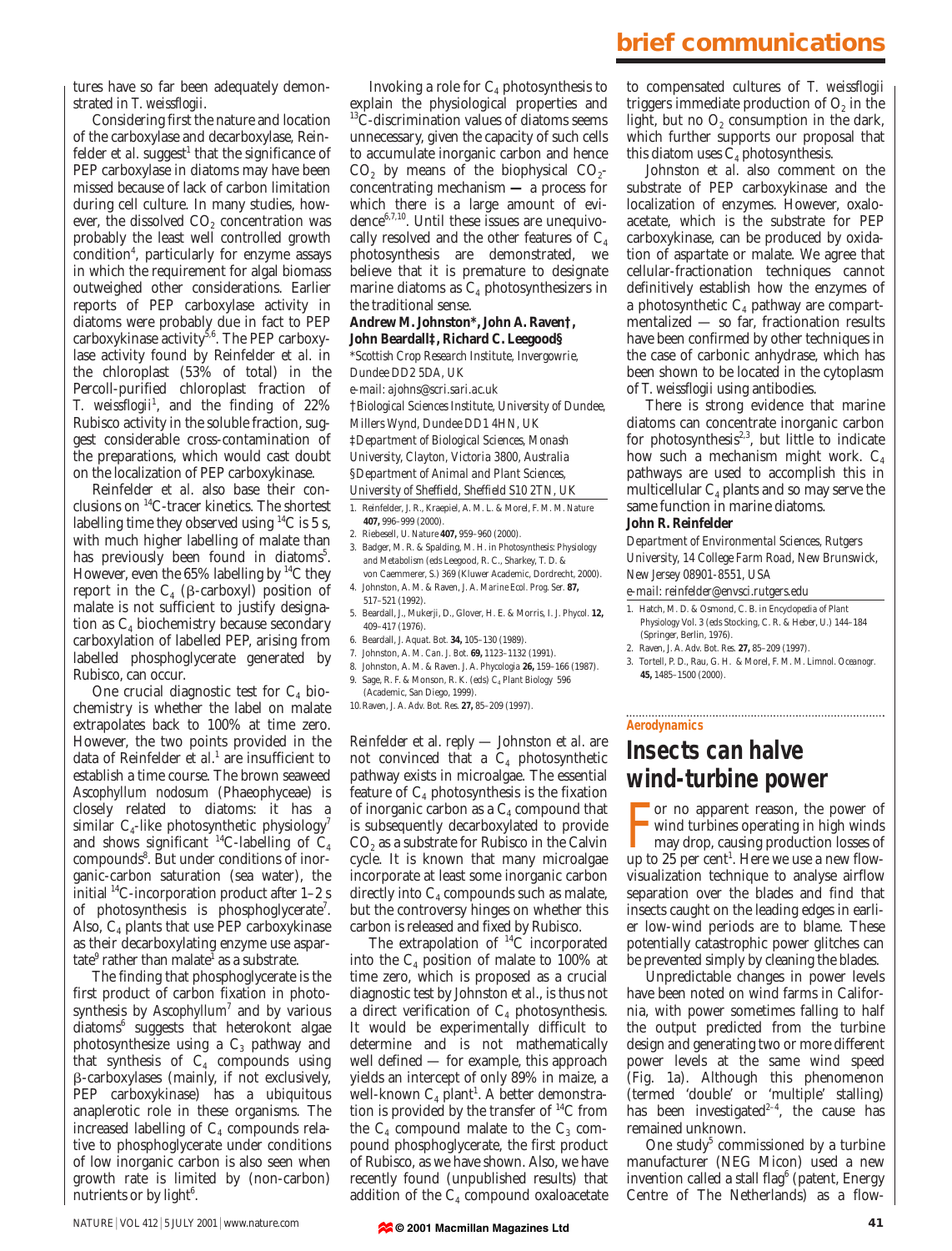tures have so far been adequately demonstrated in *T. weissflogii*.

Considering first the nature and location of the carboxylase and decarboxylase, Reinfelder *et al.* suggest[1] that the significance of PEP carboxylase in diatoms may have been missed because of lack of carbon limitation during cell culture. In many studies, however, the dissolved $CO_2$ concentration was probably the least well controlled growth condition[4], particularly for enzyme assays in which the requirement for algal biomass outweighed other considerations. Earlier reports of PEP carboxylase activity in diatoms were probably due in fact to PEP carboxykinase activity[5,6]. The PEP carboxylase activity found by Reinfelder *et al.* in the chloroplast (53% of total) in the Percoll-purified chloroplast fraction of *T. weissflogii*[1], and the finding of 22% Rubisco activity in the soluble fraction, suggest considerable cross-contamination of the preparations, which would cast doubt on the localization of PEP carboxykinase.

Reinfelder *et al.* also base their conclusions on $^{14}C$-tracer kinetics. The shortest labelling time they observed using $^{14}C$ is 5 s, with much higher labelling of malate than has previously been found in diatoms[5]. However, even the 65% labelling by $^{14}C$ they report in the $C_4$ (β-carboxyl) position of malate is not sufficient to justify designation as $C_4$ biochemistry because secondary carboxylation of labelled PEP, arising from labelled phosphoglycerate generated by Rubisco, can occur.

One crucial diagnostic test for $C_4$ biochemistry is whether the label on malate extrapolates back to 100% at time zero. However, the two points provided in the data of Reinfelder *et al.*[1] are insufficient to establish a time course. The brown seaweed *Ascophyllum nodosum* (Phaeophyceae) is closely related to diatoms: it has a similar $C_4$-like photosynthetic physiology[7] and shows significant $^{14}C$-labelling of $C_4$ compounds[8]. But under conditions of inorganic-carbon saturation (sea water), the initial $^{14}C$-incorporation product after 1–2 s of photosynthesis is phosphoglycerate[7]. Also, $C_4$ plants that use PEP carboxykinase as their decarboxylating enzyme use aspartate[9] rather than malate[1] as a substrate.

The finding that phosphoglycerate is the first product of carbon fixation in photosynthesis by *Ascophyllum*[7] and by various diatoms[6] suggests that heterokont algae photosynthesize using a $C_3$ pathway and that synthesis of $C_4$ compounds using β-carboxylases (mainly, if not exclusively, PEP carboxykinase) has a ubiquitous anaplerotic role in these organisms. The increased labelling of $C_4$ compounds relative to phosphoglycerate under conditions of low inorganic carbon is also seen when growth rate is limited by (non-carbon) nutrients or by light[6].

Invoking a role for $C_4$ photosynthesis to explain the physiological properties and $^{13}C$-discrimination values of diatoms seems unnecessary, given the capacity of such cells to accumulate inorganic carbon and hence $CO_2$ by means of the biophysical $CO_2$-concentrating mechanism — a process for which there is a large amount of evidence[6,7,10]. Until these issues are unequivocally resolved and the other features of $C_4$ photosynthesis are demonstrated, we believe that it is premature to designate marine diatoms as $C_4$ photosynthesizers in the traditional sense.

**Andrew M. Johnston\*, John A. Raven†, John Beardall‡, Richard C. Leegood§**

\*Scottish Crop Research Institute, Invergowrie, Dundee DD2 5DA, UK
e-mail: ajohns@scri.sari.ac.uk
†Biological Sciences Institute, University of Dundee, Millers Wynd, Dundee DD1 4HN, UK
‡Department of Biological Sciences, Monash University, Clayton, Victoria 3800, Australia
§Department of Animal and Plant Sciences, University of Sheffield, Sheffield S10 2TN, UK

1. Reinfelder, J. R., Kraepiel, A. M. L. & Morel, F. M. M. *Nature* **407,** 996–999 (2000).
2. Riebesell, U. *Nature* **407,** 959–960 (2000).
3. Badger, M. R. & Spalding, M. H. in *Photosynthesis: Physiology and Metabolism* (eds Leegood, R. C., Sharkey, T. D. & von Caemmerer, S.) 369 (Kluwer Academic, Dordrecht, 2000).
4. Johnston, A. M. & Raven, J. A. *Marine Ecol. Prog. Ser.* **87,** 517–521 (1992).
5. Beardall, J., Mukerji, D., Glover, H. E. & Morris, I. *J. Phycol.* **12,** 409–417 (1976).
6. Beardall, J. *Aquat. Bot.* **34,** 105–130 (1989).
7. Johnston, A. M. *Can. J. Bot.* **69,** 1123–1132 (1991).
8. Johnston, A. M. & Raven, J. A. *Phycologia* **26,** 159–166 (1987).
9. Sage, R. F. & Monson, R. K. (eds) *$C_4$ Plant Biology* 596 (Academic, San Diego, 1999).
10. Raven, J. A. *Adv. Bot. Res.* **27,** 85–209 (1997).

*Reinfelder* et al. *reply* — Johnston *et al.* are not convinced that a $C_4$ photosynthetic pathway exists in microalgae. The essential feature of $C_4$ photosynthesis is the fixation of inorganic carbon as a $C_4$ compound that is subsequently decarboxylated to provide $CO_2$ as a substrate for Rubisco in the Calvin cycle. It is known that many microalgae incorporate at least some inorganic carbon directly into $C_4$ compounds such as malate, but the controversy hinges on whether this carbon is released and fixed by Rubisco.

The extrapolation of $^{14}C$ incorporated into the $C_4$ position of malate to 100% at time zero, which is proposed as a crucial diagnostic test by Johnston *et al.*, is thus not a direct verification of $C_4$ photosynthesis. It would be experimentally difficult to determine and is not mathematically well defined — for example, this approach yields an intercept of only 89% in maize, a well-known $C_4$ plant[1]. A better demonstration is provided by the transfer of $^{14}C$ from the $C_4$ compound malate to the $C_3$ compound phosphoglycerate, the first product of Rubisco, as we have shown. Also, we have recently found (unpublished results) that addition of the $C_4$ compound oxaloacetate to compensated cultures of *T. weissflogii* triggers immediate production of $O_2$ in the light, but no $O_2$ consumption in the dark, which further supports our proposal that this diatom uses $C_4$ photosynthesis.

Johnston *et al.* also comment on the substrate of PEP carboxykinase and the localization of enzymes. However, oxaloacetate, which is the substrate for PEP carboxykinase, can be produced by oxidation of aspartate or malate. We agree that cellular-fractionation techniques cannot definitively establish how the enzymes of a photosynthetic $C_4$ pathway are compartmentalized — so far, fractionation results have been confirmed by other techniques in the case of carbonic anhydrase, which has been shown to be located in the cytoplasm of *T. weissflogii* using antibodies.

There is strong evidence that marine diatoms can concentrate inorganic carbon for photosynthesis[2,3], but little to indicate how such a mechanism might work. $C_4$ pathways are used to accomplish this in multicellular $C_4$ plants and so may serve the same function in marine diatoms.

**John R. Reinfelder**

*Department of Environmental Sciences, Rutgers University, 14 College Farm Road, New Brunswick, New Jersey 08901-8551, USA*
*e-mail: reinfelder@envsci.rutgers.edu*

1. Hatch, M. D. & Osmond, C. B. in *Encyclopedia of Plant Physiology* Vol. 3 (eds Stocking, C. R. & Heber, U.) 144–184 (Springer, Berlin, 1976).
2. Raven, J. A. *Adv. Bot. Res.* **27,** 85–209 (1997).
3. Tortell, P. D., Rau, G. H. & Morel, F. M. M. *Limnol. Oceanogr.* **45,** 1485–1500 (2000).

**Aerodynamics**

# Insects can halve wind-turbine power

For no apparent reason, the power of wind turbines operating in high winds may drop, causing production losses of up to 25 per cent[1]. Here we use a new flow-visualization technique to analyse airflow separation over the blades and find that insects caught on the leading edges in earlier low-wind periods are to blame. These potentially catastrophic power glitches can be prevented simply by cleaning the blades.

Unpredictable changes in power levels have been noted on wind farms in California, with power sometimes falling to half the output predicted from the turbine design and generating two or more different power levels at the same wind speed (Fig. 1a). Although this phenomenon (termed 'double' or 'multiple' stalling) has been investigated[2–4], the cause has remained unknown.

One study[5] commissioned by a turbine manufacturer (NEG Micon) used a new invention called a stall flag[6] (patent, Energy Centre of The Netherlands) as a flow-